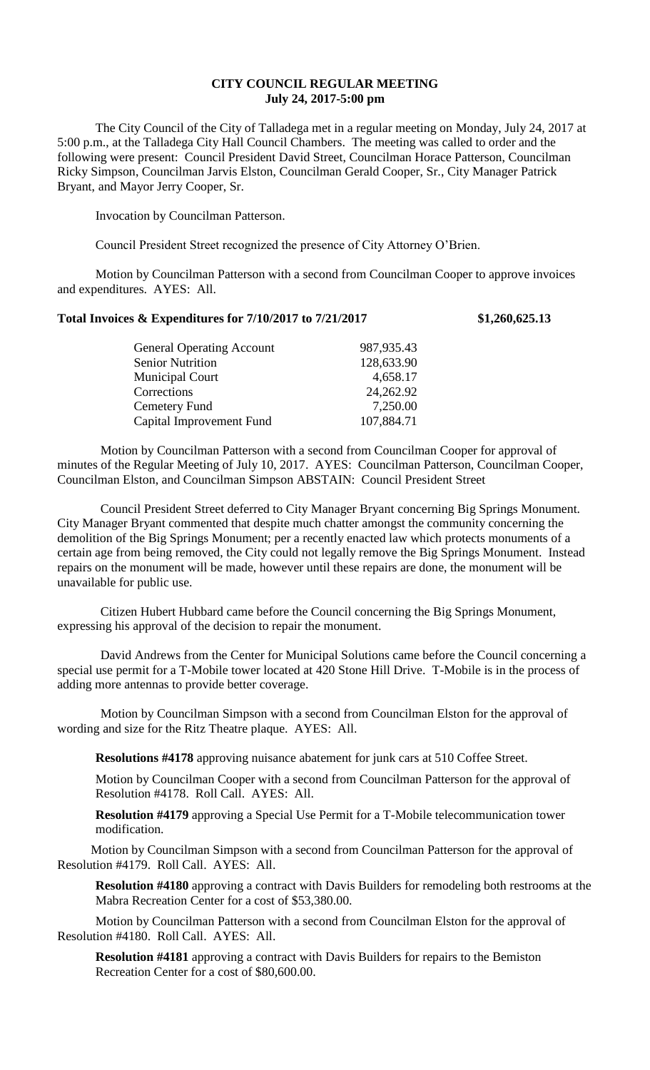# CITY COUNCIL REGULAR MEETING
## July 24, 2017-5:00 pm

The City Council of the City of Talladega met in a regular meeting on Monday, July 24, 2017 at 5:00 p.m., at the Talladega City Hall Council Chambers. The meeting was called to order and the following were present: Council President David Street, Councilman Horace Patterson, Councilman Ricky Simpson, Councilman Jarvis Elston, Councilman Gerald Cooper, Sr., City Manager Patrick Bryant, and Mayor Jerry Cooper, Sr.

Invocation by Councilman Patterson.

Council President Street recognized the presence of City Attorney O'Brien.

Motion by Councilman Patterson with a second from Councilman Cooper to approve invoices and expenditures. AYES: All.

**Total Invoices & Expenditures for 7/10/2017 to 7/21/2017 $1,260,625.13**

| | |
|---|---|
| General Operating Account | 987,935.43 |
| Senior Nutrition | 128,633.90 |
| Municipal Court | 4,658.17 |
| Corrections | 24,262.92 |
| Cemetery Fund | 7,250.00 |
| Capital Improvement Fund | 107,884.71 |

Motion by Councilman Patterson with a second from Councilman Cooper for approval of minutes of the Regular Meeting of July 10, 2017. AYES: Councilman Patterson, Councilman Cooper, Councilman Elston, and Councilman Simpson ABSTAIN: Council President Street

Council President Street deferred to City Manager Bryant concerning Big Springs Monument. City Manager Bryant commented that despite much chatter amongst the community concerning the demolition of the Big Springs Monument; per a recently enacted law which protects monuments of a certain age from being removed, the City could not legally remove the Big Springs Monument. Instead repairs on the monument will be made, however until these repairs are done, the monument will be unavailable for public use.

Citizen Hubert Hubbard came before the Council concerning the Big Springs Monument, expressing his approval of the decision to repair the monument.

David Andrews from the Center for Municipal Solutions came before the Council concerning a special use permit for a T-Mobile tower located at 420 Stone Hill Drive. T-Mobile is in the process of adding more antennas to provide better coverage.

Motion by Councilman Simpson with a second from Councilman Elston for the approval of wording and size for the Ritz Theatre plaque. AYES: All.

**Resolutions #4178** approving nuisance abatement for junk cars at 510 Coffee Street.

Motion by Councilman Cooper with a second from Councilman Patterson for the approval of Resolution #4178. Roll Call. AYES: All.

**Resolution #4179** approving a Special Use Permit for a T-Mobile telecommunication tower modification.

Motion by Councilman Simpson with a second from Councilman Patterson for the approval of Resolution #4179. Roll Call. AYES: All.

**Resolution #4180** approving a contract with Davis Builders for remodeling both restrooms at the Mabra Recreation Center for a cost of $53,380.00.

Motion by Councilman Patterson with a second from Councilman Elston for the approval of Resolution #4180. Roll Call. AYES: All.

**Resolution #4181** approving a contract with Davis Builders for repairs to the Bemiston Recreation Center for a cost of $80,600.00.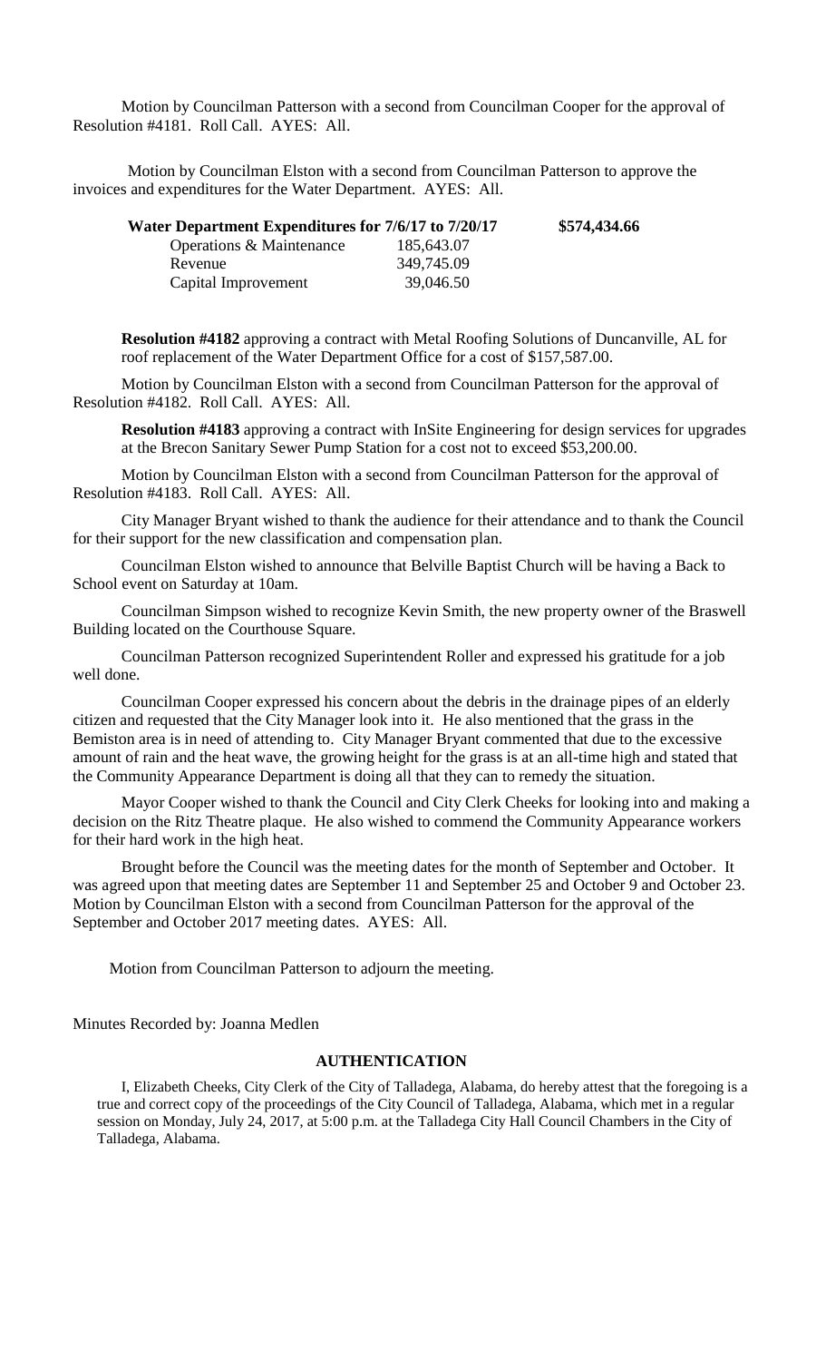Motion by Councilman Patterson with a second from Councilman Cooper for the approval of Resolution #4181. Roll Call. AYES: All.

Motion by Councilman Elston with a second from Councilman Patterson to approve the invoices and expenditures for the Water Department. AYES: All.

| **Water Department Expenditures for 7/6/17 to 7/20/17** | | **\$574,434.66** |
|---|---|---|
| Operations & Maintenance | 185,643.07 | |
| Revenue | 349,745.09 | |
| Capital Improvement | 39,046.50 | |

**Resolution #4182** approving a contract with Metal Roofing Solutions of Duncanville, AL for roof replacement of the Water Department Office for a cost of \$157,587.00.

Motion by Councilman Elston with a second from Councilman Patterson for the approval of Resolution #4182. Roll Call. AYES: All.

**Resolution #4183** approving a contract with InSite Engineering for design services for upgrades at the Brecon Sanitary Sewer Pump Station for a cost not to exceed \$53,200.00.

Motion by Councilman Elston with a second from Councilman Patterson for the approval of Resolution #4183. Roll Call. AYES: All.

City Manager Bryant wished to thank the audience for their attendance and to thank the Council for their support for the new classification and compensation plan.

Councilman Elston wished to announce that Belville Baptist Church will be having a Back to School event on Saturday at 10am.

Councilman Simpson wished to recognize Kevin Smith, the new property owner of the Braswell Building located on the Courthouse Square.

Councilman Patterson recognized Superintendent Roller and expressed his gratitude for a job well done.

Councilman Cooper expressed his concern about the debris in the drainage pipes of an elderly citizen and requested that the City Manager look into it. He also mentioned that the grass in the Bemiston area is in need of attending to. City Manager Bryant commented that due to the excessive amount of rain and the heat wave, the growing height for the grass is at an all-time high and stated that the Community Appearance Department is doing all that they can to remedy the situation.

Mayor Cooper wished to thank the Council and City Clerk Cheeks for looking into and making a decision on the Ritz Theatre plaque. He also wished to commend the Community Appearance workers for their hard work in the high heat.

Brought before the Council was the meeting dates for the month of September and October. It was agreed upon that meeting dates are September 11 and September 25 and October 9 and October 23. Motion by Councilman Elston with a second from Councilman Patterson for the approval of the September and October 2017 meeting dates. AYES: All.

Motion from Councilman Patterson to adjourn the meeting.

Minutes Recorded by: Joanna Medlen

## AUTHENTICATION

I, Elizabeth Cheeks, City Clerk of the City of Talladega, Alabama, do hereby attest that the foregoing is a true and correct copy of the proceedings of the City Council of Talladega, Alabama, which met in a regular session on Monday, July 24, 2017, at 5:00 p.m. at the Talladega City Hall Council Chambers in the City of Talladega, Alabama.